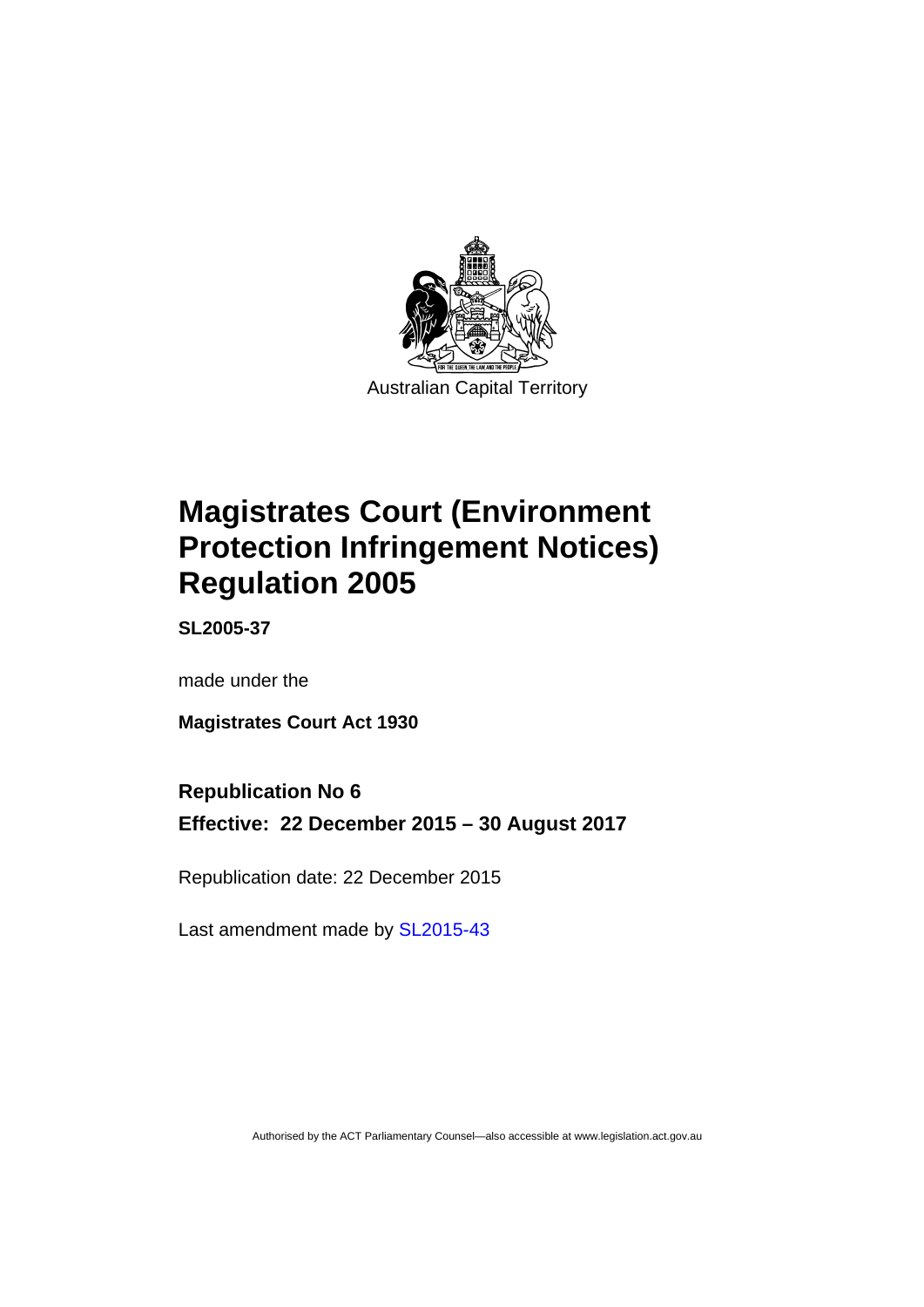Australian Capital Territory

# Magistrates Court (Environment Protection Infringement Notices) Regulation 2005

**SL2005-37**

made under the

**Magistrates Court Act 1930**

**Republication No 6**

**Effective: 22 December 2015 – 30 August 2017**

Republication date: 22 December 2015

Last amendment made by SL2015-43

Authorised by the ACT Parliamentary Counsel—also accessible at www.legislation.act.gov.au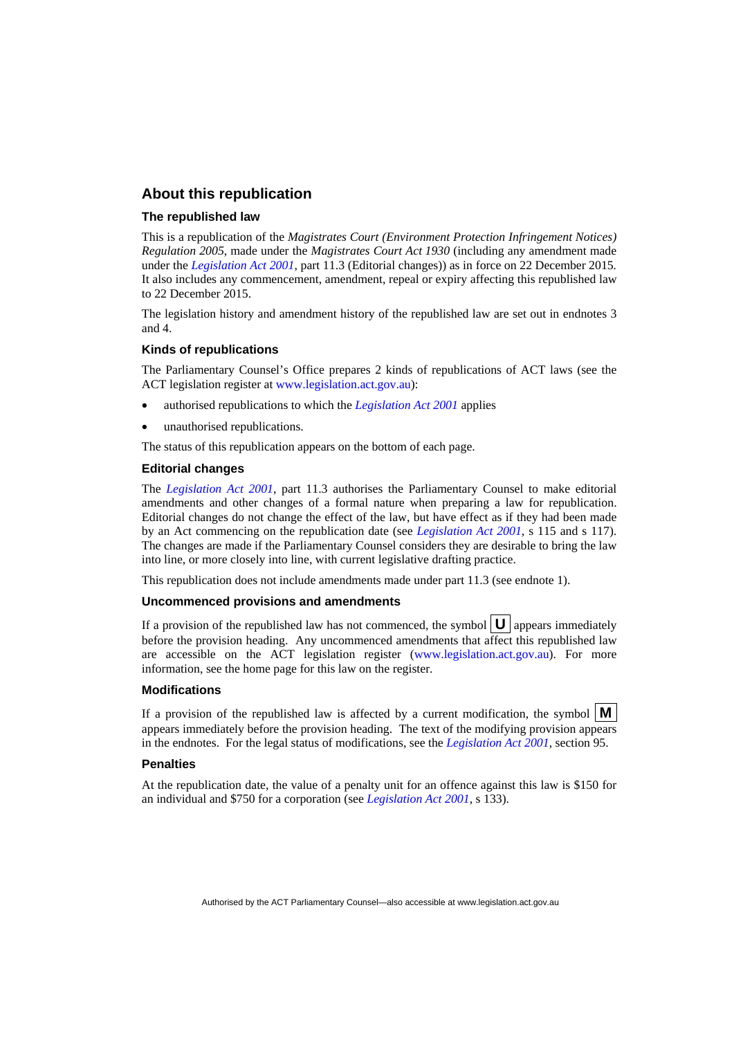## About this republication

### The republished law

This is a republication of the *Magistrates Court (Environment Protection Infringement Notices) Regulation 2005*, made under the *Magistrates Court Act 1930* (including any amendment made under the *Legislation Act 2001*, part 11.3 (Editorial changes)) as in force on 22 December 2015*.* It also includes any commencement, amendment, repeal or expiry affecting this republished law to 22 December 2015.

The legislation history and amendment history of the republished law are set out in endnotes 3 and 4.

### Kinds of republications

The Parliamentary Counsel's Office prepares 2 kinds of republications of ACT laws (see the ACT legislation register at www.legislation.act.gov.au):

- authorised republications to which the *Legislation Act 2001* applies
- unauthorised republications.

The status of this republication appears on the bottom of each page.

### Editorial changes

The *Legislation Act 2001*, part 11.3 authorises the Parliamentary Counsel to make editorial amendments and other changes of a formal nature when preparing a law for republication. Editorial changes do not change the effect of the law, but have effect as if they had been made by an Act commencing on the republication date (see *Legislation Act 2001*, s 115 and s 117). The changes are made if the Parliamentary Counsel considers they are desirable to bring the law into line, or more closely into line, with current legislative drafting practice.

This republication does not include amendments made under part 11.3 (see endnote 1).

### Uncommenced provisions and amendments

If a provision of the republished law has not commenced, the symbol **U** appears immediately before the provision heading. Any uncommenced amendments that affect this republished law are accessible on the ACT legislation register (www.legislation.act.gov.au). For more information, see the home page for this law on the register.

### Modifications

If a provision of the republished law is affected by a current modification, the symbol **M** appears immediately before the provision heading. The text of the modifying provision appears in the endnotes. For the legal status of modifications, see the *Legislation Act 2001*, section 95.

### Penalties

At the republication date, the value of a penalty unit for an offence against this law is $150 for an individual and $750 for a corporation (see *Legislation Act 2001*, s 133).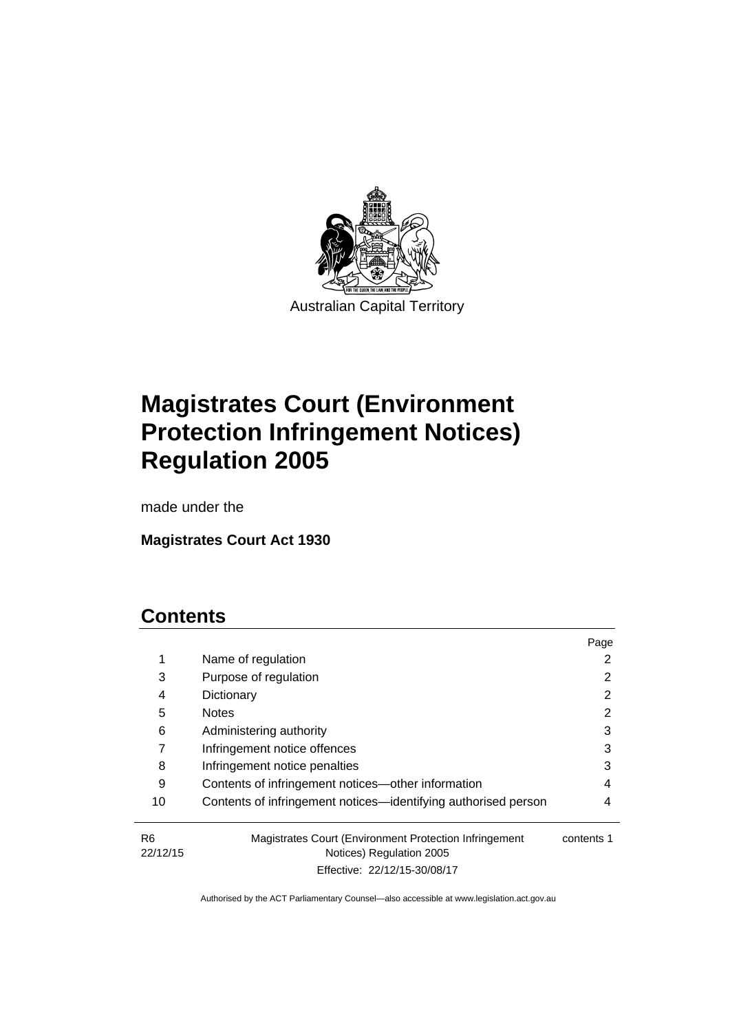Australian Capital Territory

# Magistrates Court (Environment Protection Infringement Notices) Regulation 2005

made under the

**Magistrates Court Act 1930**

## Contents

| | | Page |
|---|---|---|
| 1 | Name of regulation | 2 |
| 3 | Purpose of regulation | 2 |
| 4 | Dictionary | 2 |
| 5 | Notes | 2 |
| 6 | Administering authority | 3 |
| 7 | Infringement notice offences | 3 |
| 8 | Infringement notice penalties | 3 |
| 9 | Contents of infringement notices—other information | 4 |
| 10 | Contents of infringement notices—identifying authorised person | 4 |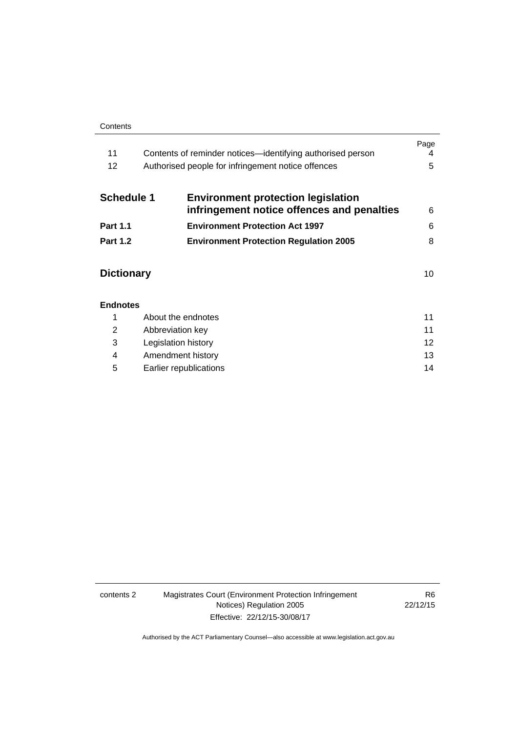| | | Page |
|---|---|---|
| 11 | Contents of reminder notices—identifying authorised person | 4 |
| 12 | Authorised people for infringement notice offences | 5 |
| **Schedule 1** | **Environment protection legislation infringement notice offences and penalties** | 6 |
| **Part 1.1** | **Environment Protection Act 1997** | 6 |
| **Part 1.2** | **Environment Protection Regulation 2005** | 8 |
| **Dictionary** | | 10 |
| **Endnotes** | | |
| 1 | About the endnotes | 11 |
| 2 | Abbreviation key | 11 |
| 3 | Legislation history | 12 |
| 4 | Amendment history | 13 |
| 5 | Earlier republications | 14 |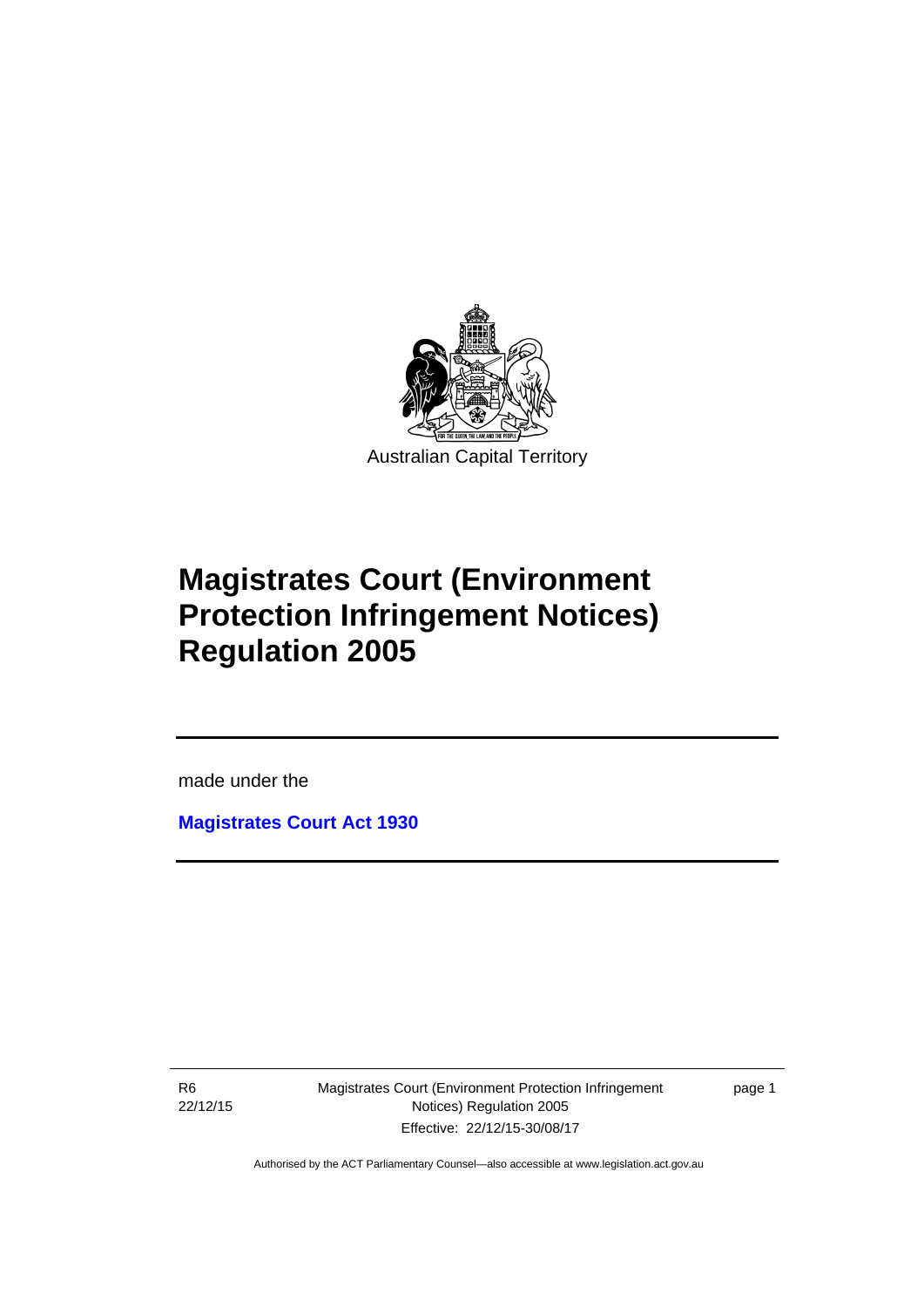Australian Capital Territory

# Magistrates Court (Environment Protection Infringement Notices) Regulation 2005

made under the

**Magistrates Court Act 1930**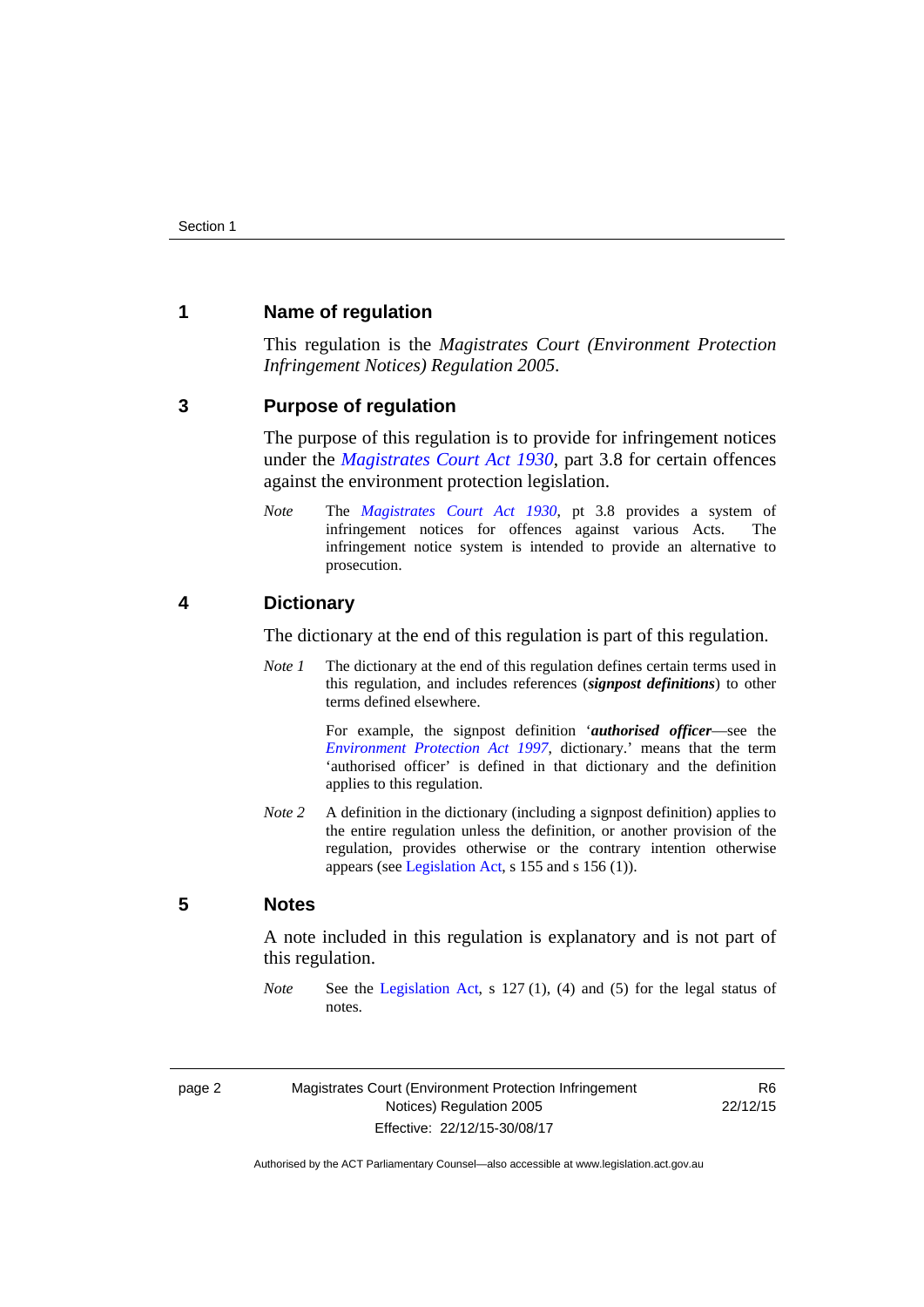## 1 Name of regulation

This regulation is the *Magistrates Court (Environment Protection Infringement Notices) Regulation 2005*.

## 3 Purpose of regulation

The purpose of this regulation is to provide for infringement notices under the *Magistrates Court Act 1930*, part 3.8 for certain offences against the environment protection legislation.

*Note* The *Magistrates Court Act 1930*, pt 3.8 provides a system of infringement notices for offences against various Acts. The infringement notice system is intended to provide an alternative to prosecution.

## 4 Dictionary

The dictionary at the end of this regulation is part of this regulation.

*Note 1* The dictionary at the end of this regulation defines certain terms used in this regulation, and includes references (***signpost definitions***) to other terms defined elsewhere.

For example, the signpost definition '***authorised officer***—see the *Environment Protection Act 1997*, dictionary.' means that the term 'authorised officer' is defined in that dictionary and the definition applies to this regulation.

*Note 2* A definition in the dictionary (including a signpost definition) applies to the entire regulation unless the definition, or another provision of the regulation, provides otherwise or the contrary intention otherwise appears (see Legislation Act, s 155 and s 156 (1)).

## 5 Notes

A note included in this regulation is explanatory and is not part of this regulation.

*Note* See the Legislation Act, s 127 (1), (4) and (5) for the legal status of notes.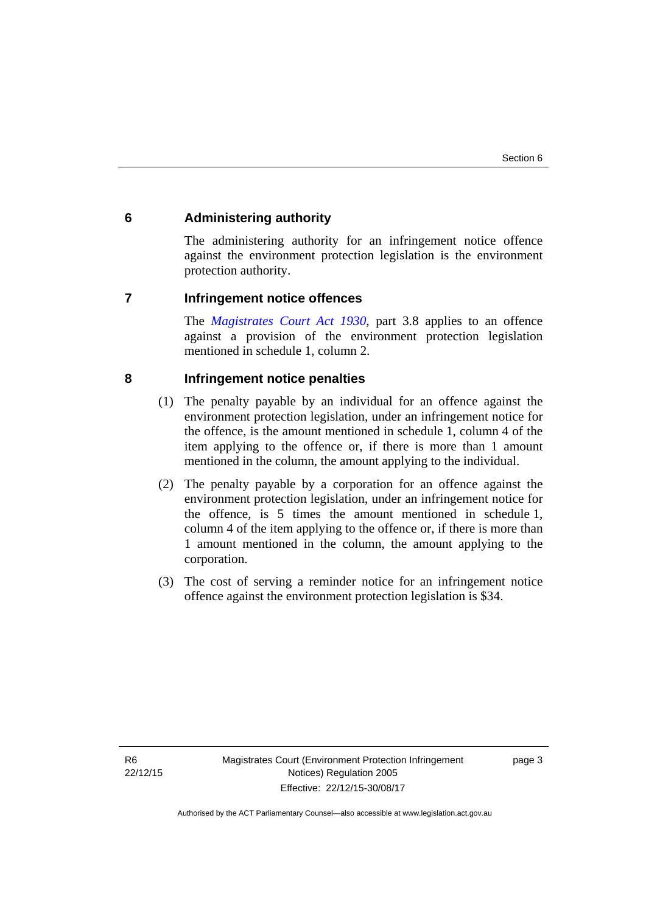## 6 Administering authority

The administering authority for an infringement notice offence against the environment protection legislation is the environment protection authority.

## 7 Infringement notice offences

The *Magistrates Court Act 1930*, part 3.8 applies to an offence against a provision of the environment protection legislation mentioned in schedule 1, column 2.

## 8 Infringement notice penalties

(1) The penalty payable by an individual for an offence against the environment protection legislation, under an infringement notice for the offence, is the amount mentioned in schedule 1, column 4 of the item applying to the offence or, if there is more than 1 amount mentioned in the column, the amount applying to the individual.

(2) The penalty payable by a corporation for an offence against the environment protection legislation, under an infringement notice for the offence, is 5 times the amount mentioned in schedule 1, column 4 of the item applying to the offence or, if there is more than 1 amount mentioned in the column, the amount applying to the corporation.

(3) The cost of serving a reminder notice for an infringement notice offence against the environment protection legislation is $34.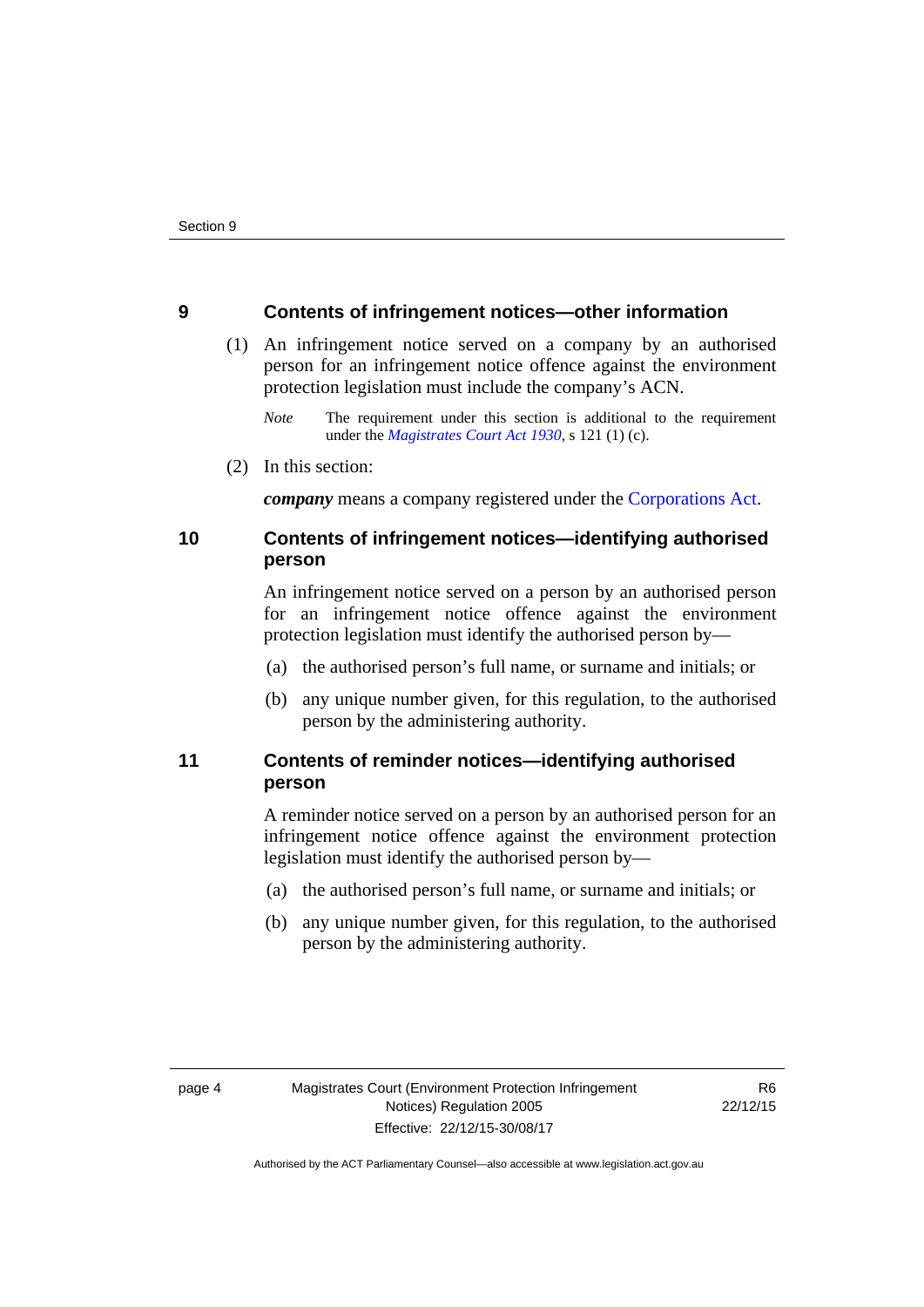## 9 Contents of infringement notices—other information

(1) An infringement notice served on a company by an authorised person for an infringement notice offence against the environment protection legislation must include the company's ACN.

*Note* The requirement under this section is additional to the requirement under the *Magistrates Court Act 1930*, s 121 (1) (c).

(2) In this section:

***company*** means a company registered under the Corporations Act.

## 10 Contents of infringement notices—identifying authorised person

An infringement notice served on a person by an authorised person for an infringement notice offence against the environment protection legislation must identify the authorised person by—

(a) the authorised person's full name, or surname and initials; or

(b) any unique number given, for this regulation, to the authorised person by the administering authority.

## 11 Contents of reminder notices—identifying authorised person

A reminder notice served on a person by an authorised person for an infringement notice offence against the environment protection legislation must identify the authorised person by—

(a) the authorised person's full name, or surname and initials; or

(b) any unique number given, for this regulation, to the authorised person by the administering authority.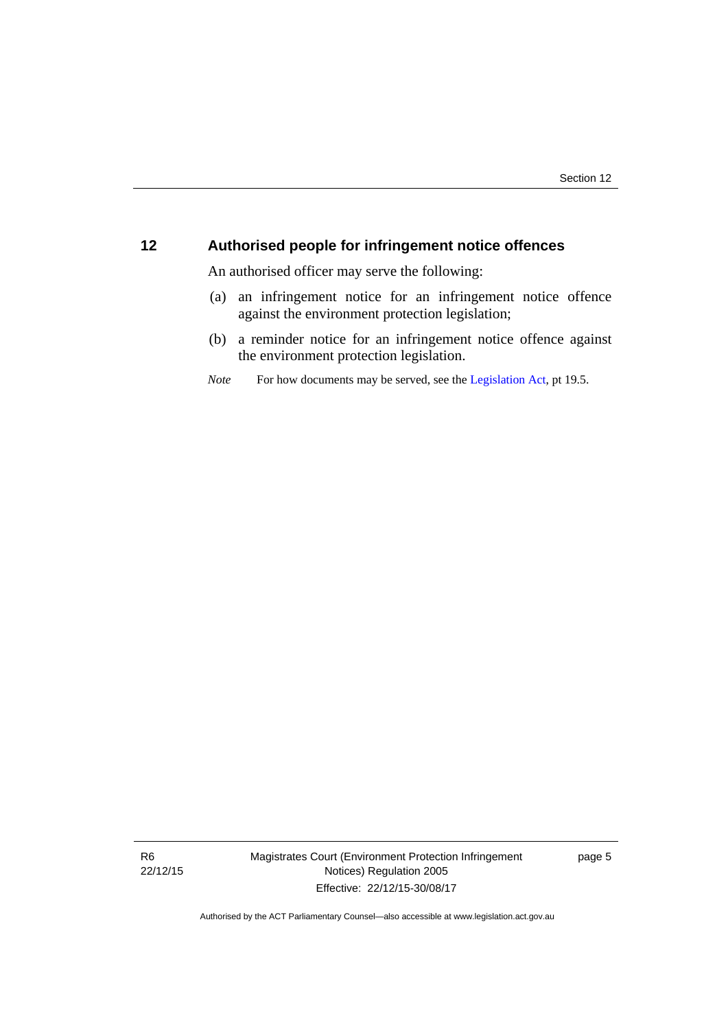## 12 Authorised people for infringement notice offences

An authorised officer may serve the following:

(a) an infringement notice for an infringement notice offence against the environment protection legislation;

(b) a reminder notice for an infringement notice offence against the environment protection legislation.

*Note* For how documents may be served, see the Legislation Act, pt 19.5.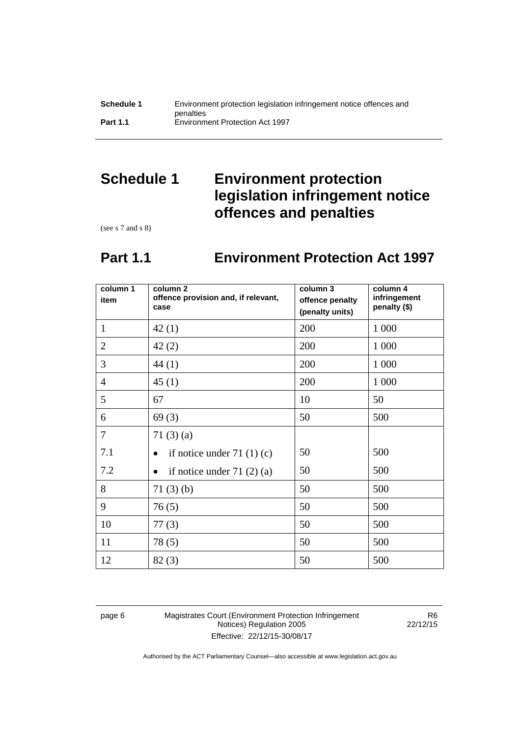# Schedule 1 Environment protection legislation infringement notice offences and penalties

(see s 7 and s 8)

## Part 1.1 Environment Protection Act 1997

| column 1 item | column 2 offence provision and, if relevant, case | column 3 offence penalty (penalty units) | column 4 infringement penalty ($) |
|---|---|---|---|
| 1 | 42 (1) | 200 | 1 000 |
| 2 | 42 (2) | 200 | 1 000 |
| 3 | 44 (1) | 200 | 1 000 |
| 4 | 45 (1) | 200 | 1 000 |
| 5 | 67 | 10 | 50 |
| 6 | 69 (3) | 50 | 500 |
| 7 | 71 (3) (a) | | |
| 7.1 | • if notice under 71 (1) (c) | 50 | 500 |
| 7.2 | • if notice under 71 (2) (a) | 50 | 500 |
| 8 | 71 (3) (b) | 50 | 500 |
| 9 | 76 (5) | 50 | 500 |
| 10 | 77 (3) | 50 | 500 |
| 11 | 78 (5) | 50 | 500 |
| 12 | 82 (3) | 50 | 500 |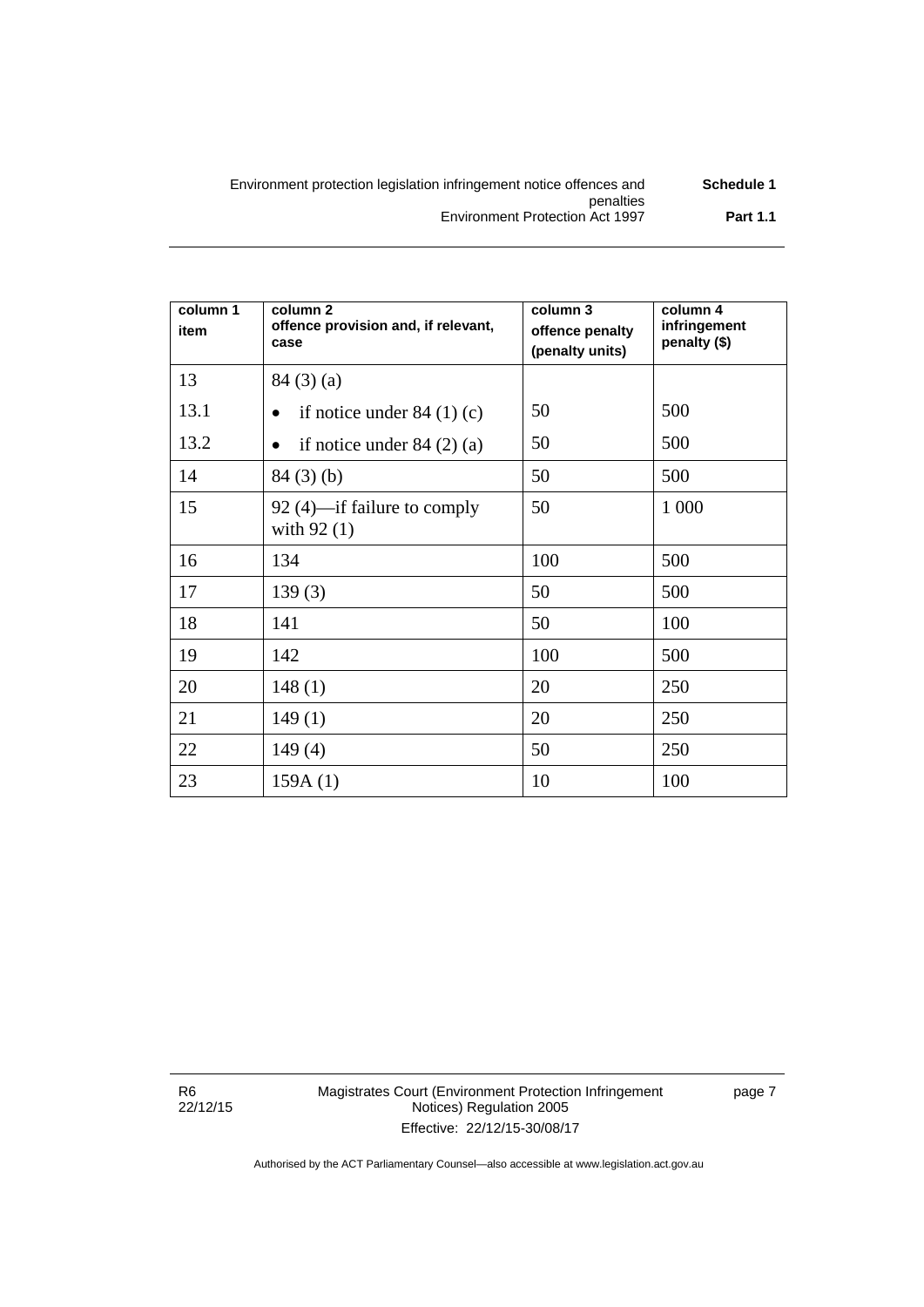| column 1 item | column 2 offence provision and, if relevant, case | column 3 offence penalty (penalty units) | column 4 infringement penalty ($) |
|---|---|---|---|
| 13 | 84 (3) (a) | | |
| 13.1 | • if notice under 84 (1) (c) | 50 | 500 |
| 13.2 | • if notice under 84 (2) (a) | 50 | 500 |
| 14 | 84 (3) (b) | 50 | 500 |
| 15 | 92 (4)—if failure to comply with 92 (1) | 50 | 1 000 |
| 16 | 134 | 100 | 500 |
| 17 | 139 (3) | 50 | 500 |
| 18 | 141 | 50 | 100 |
| 19 | 142 | 100 | 500 |
| 20 | 148 (1) | 20 | 250 |
| 21 | 149 (1) | 20 | 250 |
| 22 | 149 (4) | 50 | 250 |
| 23 | 159A (1) | 10 | 100 |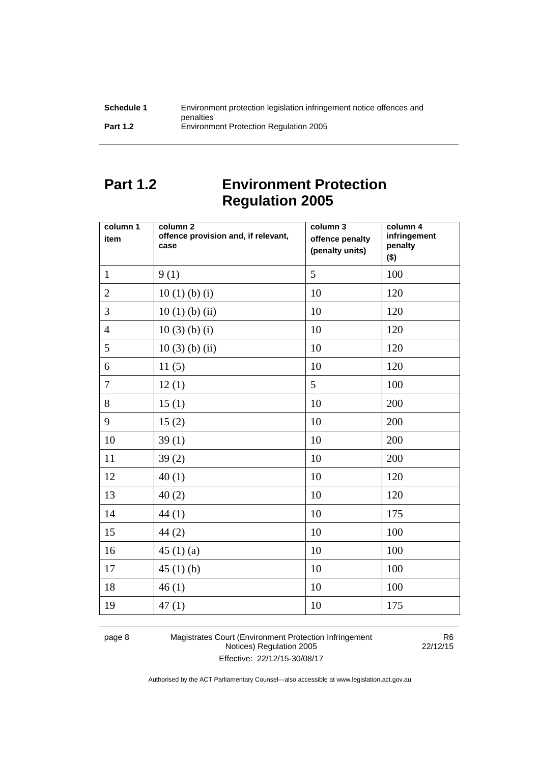## Part 1.2 Environment Protection Regulation 2005

| column 1 item | column 2 offence provision and, if relevant, case | column 3 offence penalty (penalty units) | column 4 infringement penalty ($) |
|---|---|---|---|
| 1 | 9 (1) | 5 | 100 |
| 2 | 10 (1) (b) (i) | 10 | 120 |
| 3 | 10 (1) (b) (ii) | 10 | 120 |
| 4 | 10 (3) (b) (i) | 10 | 120 |
| 5 | 10 (3) (b) (ii) | 10 | 120 |
| 6 | 11 (5) | 10 | 120 |
| 7 | 12 (1) | 5 | 100 |
| 8 | 15 (1) | 10 | 200 |
| 9 | 15 (2) | 10 | 200 |
| 10 | 39 (1) | 10 | 200 |
| 11 | 39 (2) | 10 | 200 |
| 12 | 40 (1) | 10 | 120 |
| 13 | 40 (2) | 10 | 120 |
| 14 | 44 (1) | 10 | 175 |
| 15 | 44 (2) | 10 | 100 |
| 16 | 45 (1) (a) | 10 | 100 |
| 17 | 45 (1) (b) | 10 | 100 |
| 18 | 46 (1) | 10 | 100 |
| 19 | 47 (1) | 10 | 175 |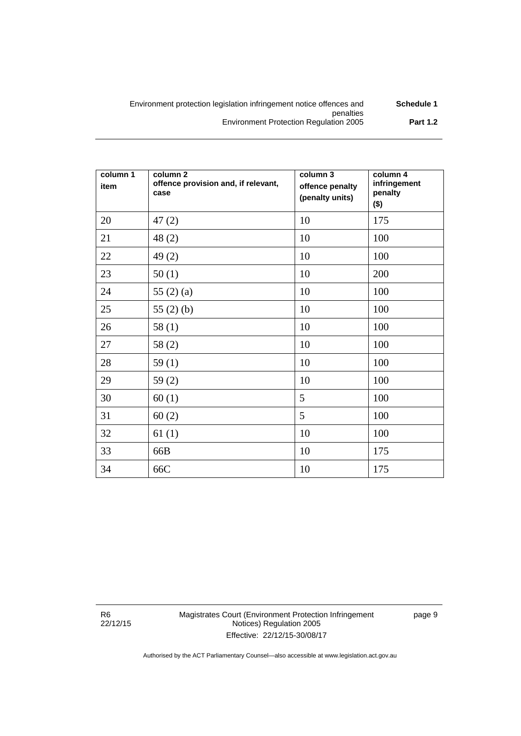| column 1 item | column 2 offence provision and, if relevant, case | column 3 offence penalty (penalty units) | column 4 infringement penalty ($) |
|---|---|---|---|
| 20 | 47 (2) | 10 | 175 |
| 21 | 48 (2) | 10 | 100 |
| 22 | 49 (2) | 10 | 100 |
| 23 | 50 (1) | 10 | 200 |
| 24 | 55 (2) (a) | 10 | 100 |
| 25 | 55 (2) (b) | 10 | 100 |
| 26 | 58 (1) | 10 | 100 |
| 27 | 58 (2) | 10 | 100 |
| 28 | 59 (1) | 10 | 100 |
| 29 | 59 (2) | 10 | 100 |
| 30 | 60 (1) | 5 | 100 |
| 31 | 60 (2) | 5 | 100 |
| 32 | 61 (1) | 10 | 100 |
| 33 | 66B | 10 | 175 |
| 34 | 66C | 10 | 175 |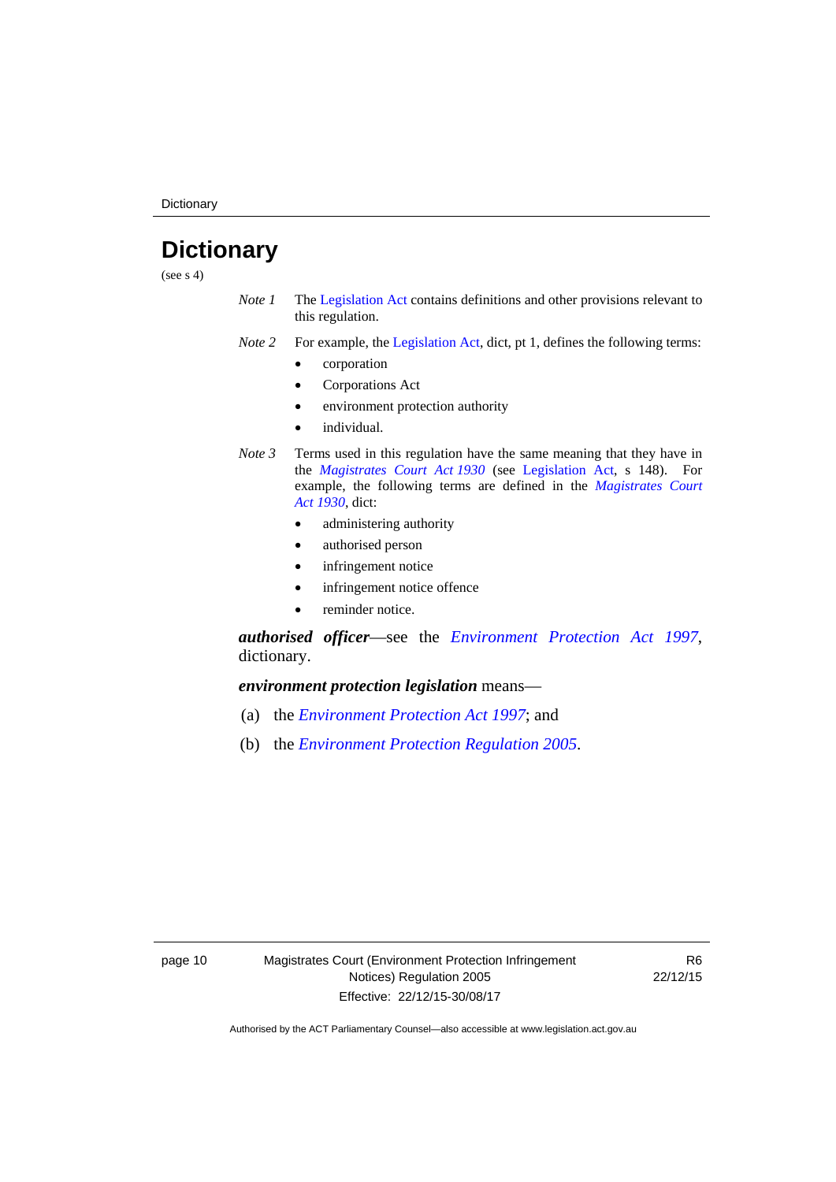# Dictionary

(see s 4)

*Note 1* The Legislation Act contains definitions and other provisions relevant to this regulation.

*Note 2* For example, the Legislation Act, dict, pt 1, defines the following terms:

- corporation
- Corporations Act
- environment protection authority
- individual.

*Note 3* Terms used in this regulation have the same meaning that they have in the *Magistrates Court Act 1930* (see Legislation Act, s 148). For example, the following terms are defined in the *Magistrates Court Act 1930*, dict:

- administering authority
- authorised person
- infringement notice
- infringement notice offence
- reminder notice.

***authorised officer***—see the *Environment Protection Act 1997*, dictionary.

***environment protection legislation*** means—

(a) the *Environment Protection Act 1997*; and

(b) the *Environment Protection Regulation 2005*.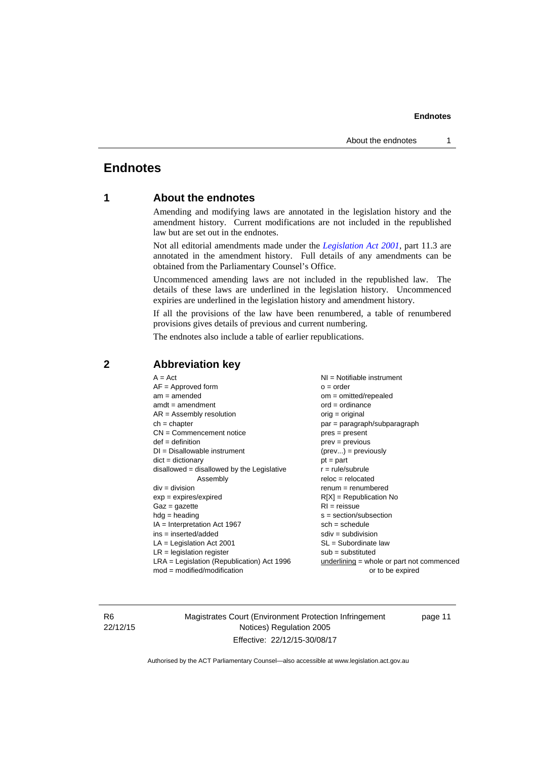# Endnotes

## 1 About the endnotes

Amending and modifying laws are annotated in the legislation history and the amendment history. Current modifications are not included in the republished law but are set out in the endnotes.

Not all editorial amendments made under the *Legislation Act 2001*, part 11.3 are annotated in the amendment history. Full details of any amendments can be obtained from the Parliamentary Counsel's Office.

Uncommenced amending laws are not included in the republished law. The details of these laws are underlined in the legislation history. Uncommenced expiries are underlined in the legislation history and amendment history.

If all the provisions of the law have been renumbered, a table of renumbered provisions gives details of previous and current numbering.

The endnotes also include a table of earlier republications.

## 2 Abbreviation key

A = Act
AF = Approved form
am = amended
amdt = amendment
AR = Assembly resolution
ch = chapter
CN = Commencement notice
def = definition
DI = Disallowable instrument
dict = dictionary
disallowed = disallowed by the Legislative Assembly
div = division
exp = expires/expired
Gaz = gazette
hdg = heading
IA = Interpretation Act 1967
ins = inserted/added
LA = Legislation Act 2001
LR = legislation register
LRA = Legislation (Republication) Act 1996
mod = modified/modification
NI = Notifiable instrument
o = order
om = omitted/repealed
ord = ordinance
orig = original
par = paragraph/subparagraph
pres = present
prev = previous
(prev...) = previously
pt = part
r = rule/subrule
reloc = relocated
renum = renumbered
R[X] = Republication No
RI = reissue
s = section/subsection
sch = schedule
sdiv = subdivision
SL = Subordinate law
sub = substituted
underlining = whole or part not commenced or to be expired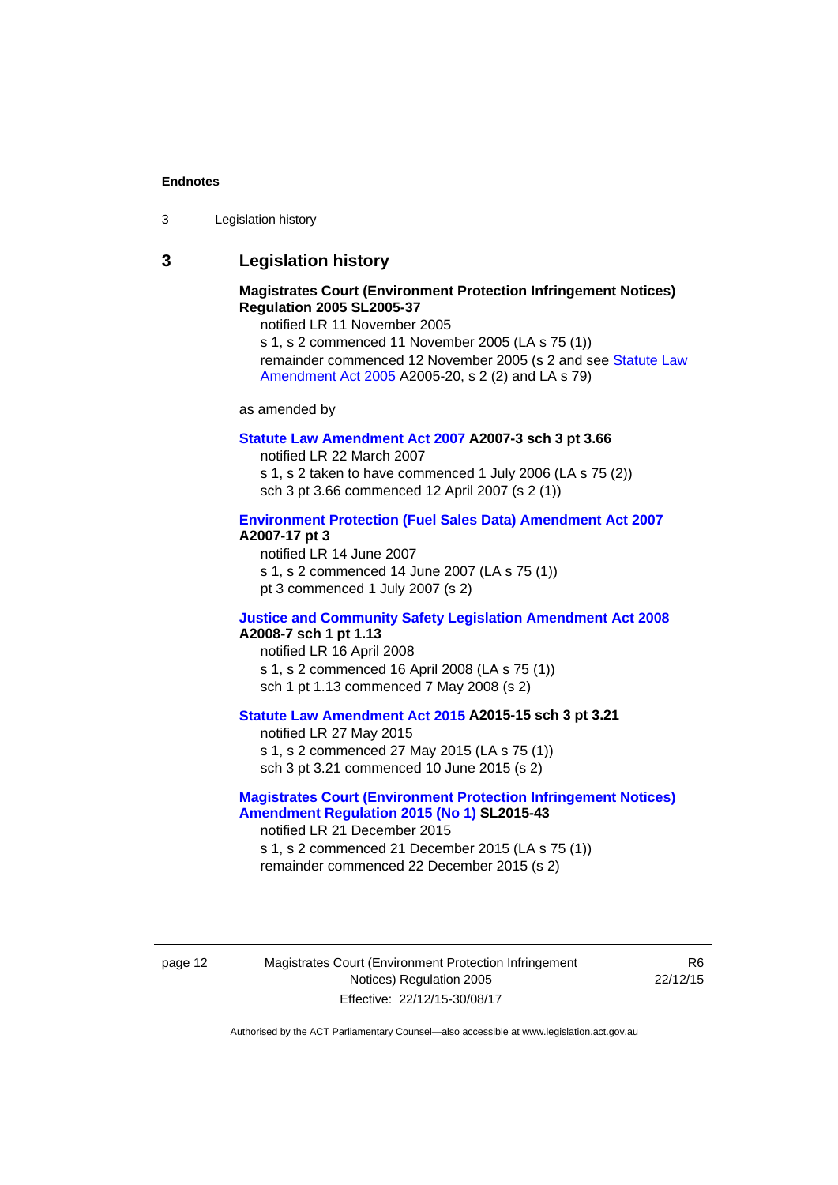## 3 Legislation history

**Magistrates Court (Environment Protection Infringement Notices) Regulation 2005 SL2005-37**

notified LR 11 November 2005

s 1, s 2 commenced 11 November 2005 (LA s 75 (1))

remainder commenced 12 November 2005 (s 2 and see Statute Law Amendment Act 2005 A2005-20, s 2 (2) and LA s 79)

as amended by

**Statute Law Amendment Act 2007 A2007-3 sch 3 pt 3.66**

notified LR 22 March 2007

s 1, s 2 taken to have commenced 1 July 2006 (LA s 75 (2))

sch 3 pt 3.66 commenced 12 April 2007 (s 2 (1))

**Environment Protection (Fuel Sales Data) Amendment Act 2007 A2007-17 pt 3**

notified LR 14 June 2007

s 1, s 2 commenced 14 June 2007 (LA s 75 (1))

pt 3 commenced 1 July 2007 (s 2)

**Justice and Community Safety Legislation Amendment Act 2008 A2008-7 sch 1 pt 1.13**

notified LR 16 April 2008

s 1, s 2 commenced 16 April 2008 (LA s 75 (1))

sch 1 pt 1.13 commenced 7 May 2008 (s 2)

**Statute Law Amendment Act 2015 A2015-15 sch 3 pt 3.21**

notified LR 27 May 2015

s 1, s 2 commenced 27 May 2015 (LA s 75 (1))

sch 3 pt 3.21 commenced 10 June 2015 (s 2)

**Magistrates Court (Environment Protection Infringement Notices) Amendment Regulation 2015 (No 1) SL2015-43**

notified LR 21 December 2015

s 1, s 2 commenced 21 December 2015 (LA s 75 (1))

remainder commenced 22 December 2015 (s 2)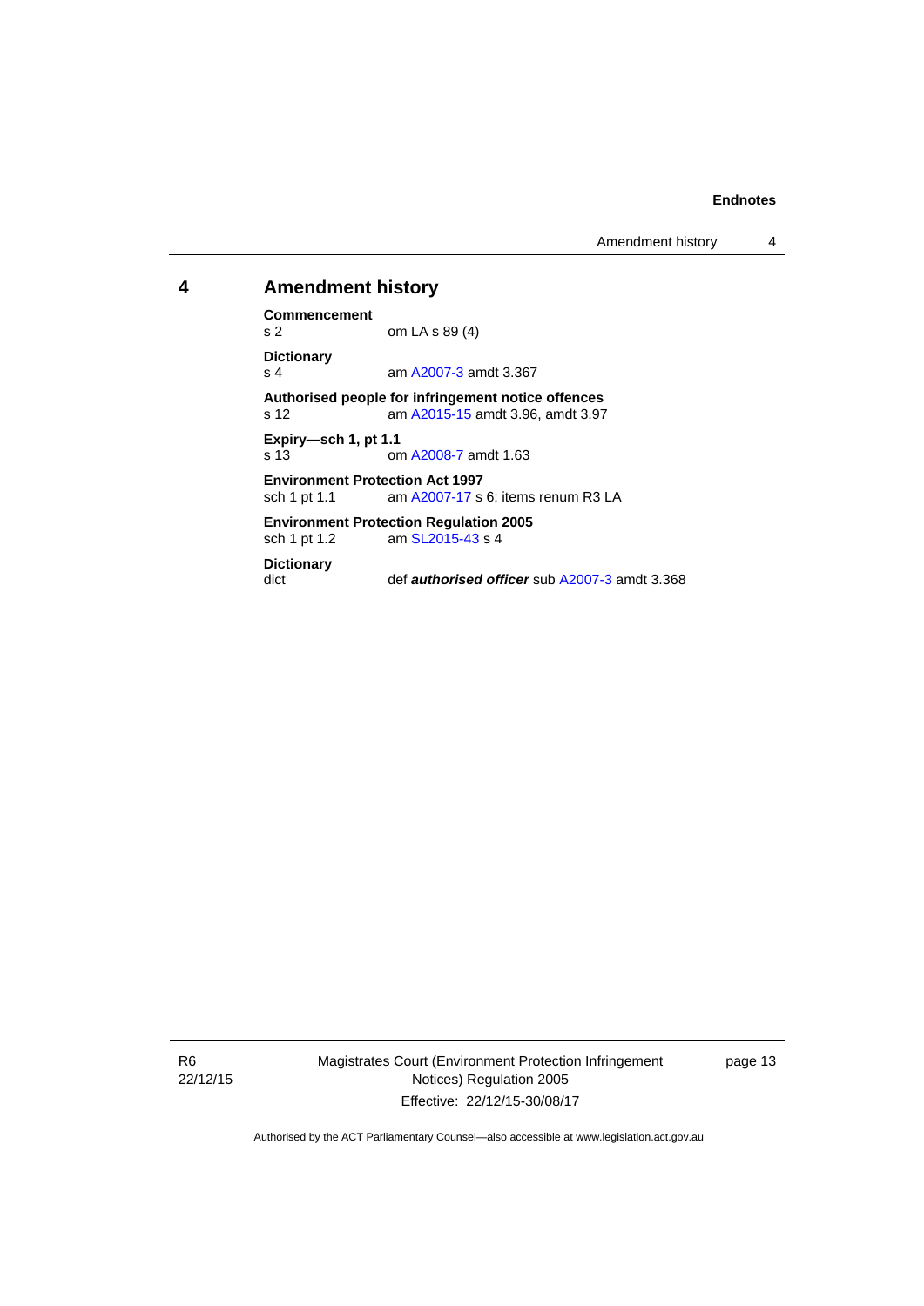## 4 Amendment history

**Commencement**
s 2 om LA s 89 (4)

**Dictionary**
s 4 am A2007-3 amdt 3.367

**Authorised people for infringement notice offences**
s 12 am A2015-15 amdt 3.96, amdt 3.97

**Expiry—sch 1, pt 1.1**
s 13 om A2008-7 amdt 1.63

**Environment Protection Act 1997**
sch 1 pt 1.1 am A2007-17 s 6; items renum R3 LA

**Environment Protection Regulation 2005**
sch 1 pt 1.2 am SL2015-43 s 4

**Dictionary**
dict def ***authorised officer*** sub A2007-3 amdt 3.368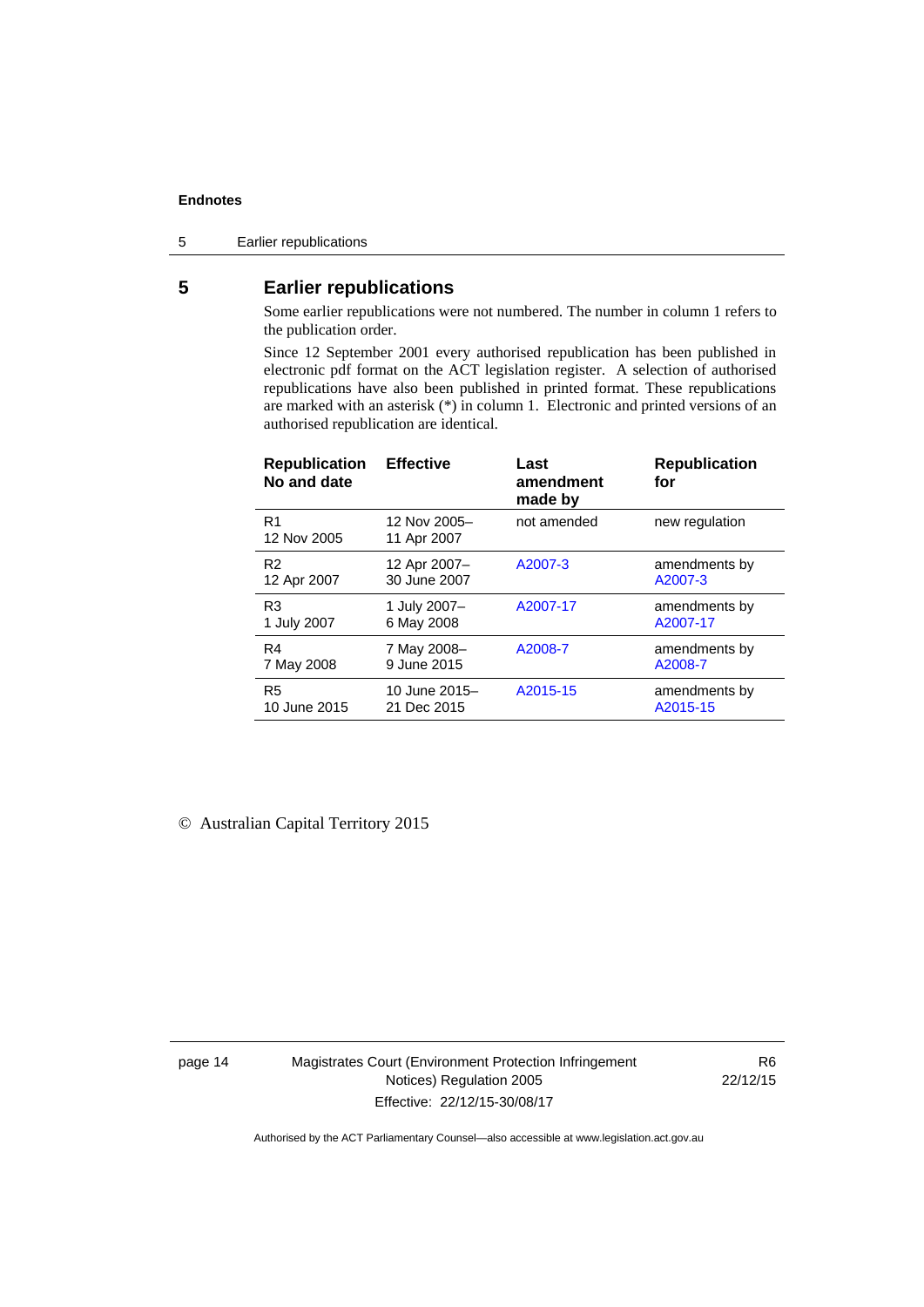## 5 Earlier republications

Some earlier republications were not numbered. The number in column 1 refers to the publication order.

Since 12 September 2001 every authorised republication has been published in electronic pdf format on the ACT legislation register. A selection of authorised republications have also been published in printed format. These republications are marked with an asterisk (*) in column 1. Electronic and printed versions of an authorised republication are identical.

| Republication No and date | Effective | Last amendment made by | Republication for |
|---|---|---|---|
| R1<br>12 Nov 2005 | 12 Nov 2005–<br>11 Apr 2007 | not amended | new regulation |
| R2<br>12 Apr 2007 | 12 Apr 2007–<br>30 June 2007 | A2007-3 | amendments by A2007-3 |
| R3<br>1 July 2007 | 1 July 2007–<br>6 May 2008 | A2007-17 | amendments by A2007-17 |
| R4<br>7 May 2008 | 7 May 2008–<br>9 June 2015 | A2008-7 | amendments by A2008-7 |
| R5<br>10 June 2015 | 10 June 2015–<br>21 Dec 2015 | A2015-15 | amendments by A2015-15 |

© Australian Capital Territory 2015